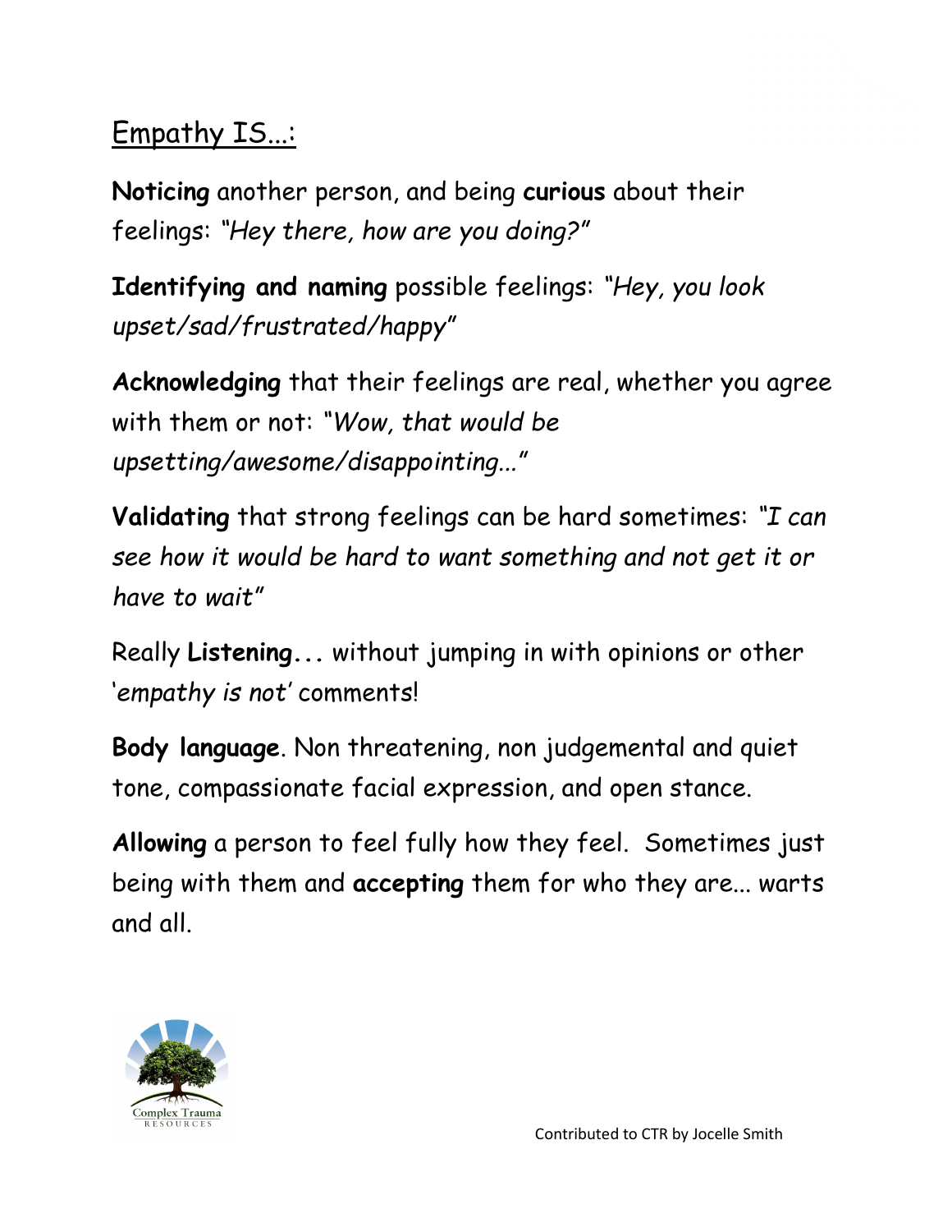# Empathy IS...:

**Noticing** another person, and being **curious** about their feelings: *"Hey there, how are you doing?"*

**Identifying and naming** possible feelings: *"Hey, you look upset/sad/frustrated/happy"*

**Acknowledging** that their feelings are real, whether you agree with them or not: *"Wow, that would be upsetting/awesome/disappointing..."*

**Validating** that strong feelings can be hard sometimes: *"I can see how it would be hard to want something and not get it or have to wait"*

Really **Listening...** without jumping in with opinions or other '*empathy is not*' comments!

**Body language**. Non threatening, non judgemental and quiet tone, compassionate facial expression, and open stance.

**Allowing** a person to feel fully how they feel. Sometimes just being with them and **accepting** them for who they are... warts and all.

Complex Trauma RESOURCES

Contributed to CTR by Jocelle Smith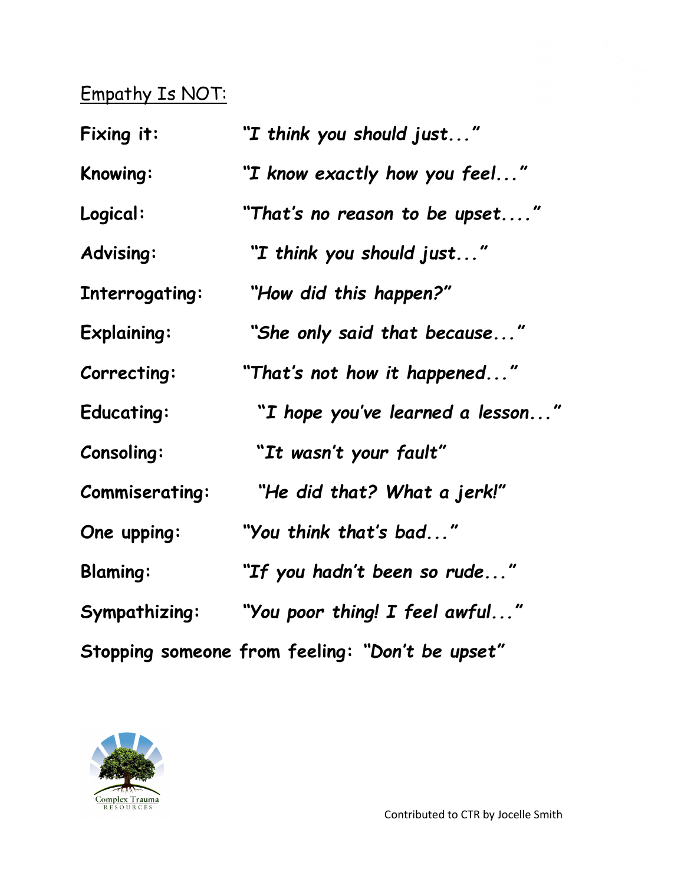## Empathy Is NOT:

**Fixing it:** *"I think you should just..."*

**Knowing:** *"I know exactly how you feel..."*

**Logical:** *"That's no reason to be upset...."*

**Advising:** *"I think you should just..."*

**Interrogating:** *"How did this happen?"*

**Explaining:** *"She only said that because..."*

**Correcting:** *"That's not how it happened..."*

**Educating:** *"I hope you've learned a lesson..."*

**Consoling:** *"It wasn't your fault"*

**Commiserating:** *"He did that? What a jerk!"*

**One upping:** *"You think that's bad..."*

**Blaming:** *"If you hadn't been so rude..."*

**Sympathizing:** *"You poor thing! I feel awful..."*

**Stopping someone from feeling:** *"Don't be upset"*

Complex Trauma Resources

Contributed to CTR by Jocelle Smith